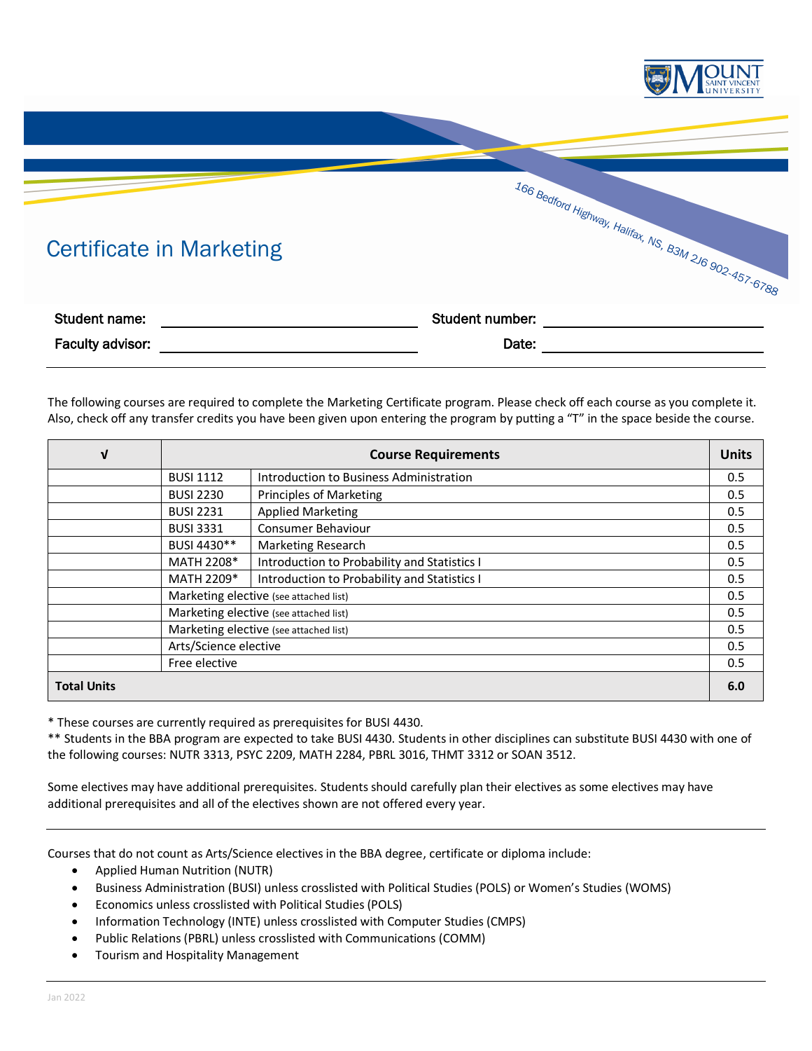# Certificate in Marketing

166 Bedford Highway, Halifax, NS, B3M 2J6 902-457-6788

**Student name:** ______________________ **Student number:** ______________________

**Faculty advisor:** ______________________ **Date:** ______________________

The following courses are required to complete the Marketing Certificate program. Please check off each course as you complete it. Also, check off any transfer credits you have been given upon entering the program by putting a "T" in the space beside the course.

| √ | Course Requirements | | Units |
|---|---|---|---|
| | BUSI 1112 | Introduction to Business Administration | 0.5 |
| | BUSI 2230 | Principles of Marketing | 0.5 |
| | BUSI 2231 | Applied Marketing | 0.5 |
| | BUSI 3331 | Consumer Behaviour | 0.5 |
| | BUSI 4430** | Marketing Research | 0.5 |
| | MATH 2208* | Introduction to Probability and Statistics I | 0.5 |
| | MATH 2209* | Introduction to Probability and Statistics I | 0.5 |
| | Marketing elective (see attached list) | | 0.5 |
| | Marketing elective (see attached list) | | 0.5 |
| | Marketing elective (see attached list) | | 0.5 |
| | Arts/Science elective | | 0.5 |
| | Free elective | | 0.5 |
| **Total Units** | | | **6.0** |

\* These courses are currently required as prerequisites for BUSI 4430.
** Students in the BBA program are expected to take BUSI 4430. Students in other disciplines can substitute BUSI 4430 with one of the following courses: NUTR 3313, PSYC 2209, MATH 2284, PBRL 3016, THMT 3312 or SOAN 3512.

Some electives may have additional prerequisites. Students should carefully plan their electives as some electives may have additional prerequisites and all of the electives shown are not offered every year.

---

Courses that do not count as Arts/Science electives in the BBA degree, certificate or diploma include:

- Applied Human Nutrition (NUTR)
- Business Administration (BUSI) unless crosslisted with Political Studies (POLS) or Women's Studies (WOMS)
- Economics unless crosslisted with Political Studies (POLS)
- Information Technology (INTE) unless crosslisted with Computer Studies (CMPS)
- Public Relations (PBRL) unless crosslisted with Communications (COMM)
- Tourism and Hospitality Management

Jan 2022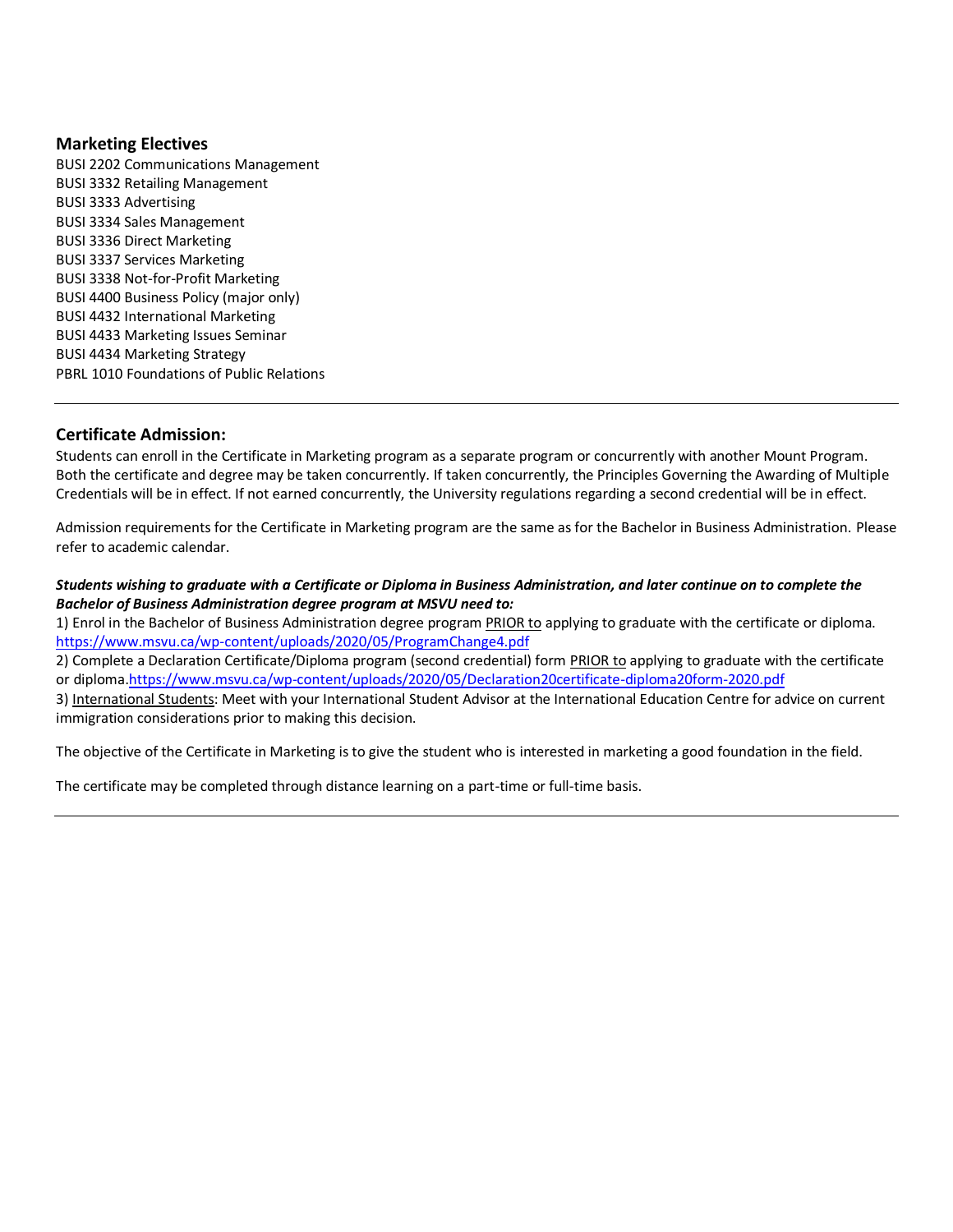## Marketing Electives

BUSI 2202 Communications Management
BUSI 3332 Retailing Management
BUSI 3333 Advertising
BUSI 3334 Sales Management
BUSI 3336 Direct Marketing
BUSI 3337 Services Marketing
BUSI 3338 Not-for-Profit Marketing
BUSI 4400 Business Policy (major only)
BUSI 4432 International Marketing
BUSI 4433 Marketing Issues Seminar
BUSI 4434 Marketing Strategy
PBRL 1010 Foundations of Public Relations

---

## Certificate Admission:

Students can enroll in the Certificate in Marketing program as a separate program or concurrently with another Mount Program. Both the certificate and degree may be taken concurrently. If taken concurrently, the Principles Governing the Awarding of Multiple Credentials will be in effect. If not earned concurrently, the University regulations regarding a second credential will be in effect.

Admission requirements for the Certificate in Marketing program are the same as for the Bachelor in Business Administration. Please refer to academic calendar.

***Students wishing to graduate with a Certificate or Diploma in Business Administration, and later continue on to complete the Bachelor of Business Administration degree program at MSVU need to:***

1) Enrol in the Bachelor of Business Administration degree program PRIOR to applying to graduate with the certificate or diploma. https://www.msvu.ca/wp-content/uploads/2020/05/ProgramChange4.pdf
2) Complete a Declaration Certificate/Diploma program (second credential) form PRIOR to applying to graduate with the certificate or diploma.https://www.msvu.ca/wp-content/uploads/2020/05/Declaration20certificate-diploma20form-2020.pdf
3) International Students: Meet with your International Student Advisor at the International Education Centre for advice on current immigration considerations prior to making this decision.

The objective of the Certificate in Marketing is to give the student who is interested in marketing a good foundation in the field.

The certificate may be completed through distance learning on a part-time or full-time basis.

---